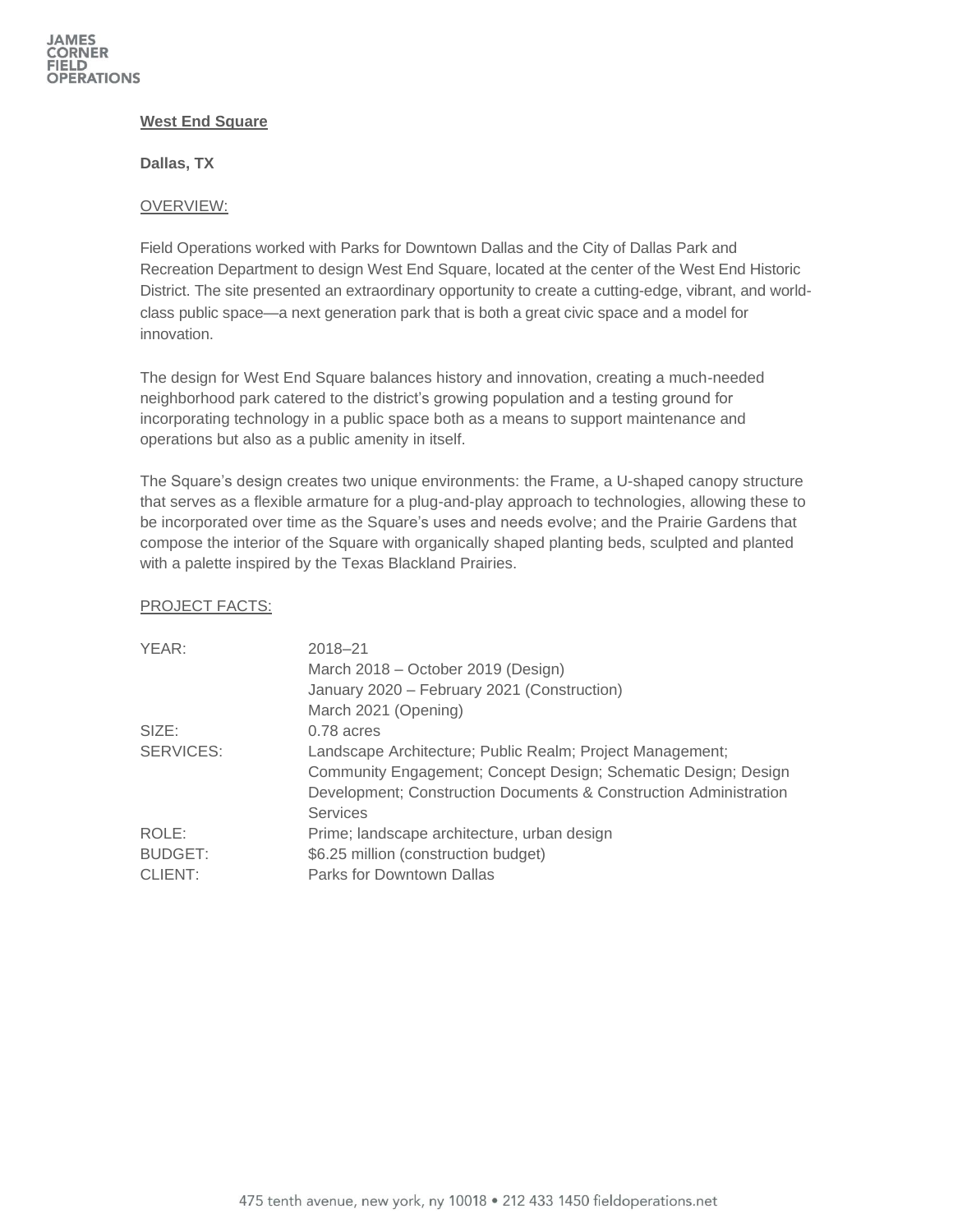JAMES CORNER FIELD OPERATIONS

# West End Square

**Dallas, TX**

OVERVIEW:

Field Operations worked with Parks for Downtown Dallas and the City of Dallas Park and Recreation Department to design West End Square, located at the center of the West End Historic District. The site presented an extraordinary opportunity to create a cutting-edge, vibrant, and world-class public space—a next generation park that is both a great civic space and a model for innovation.

The design for West End Square balances history and innovation, creating a much-needed neighborhood park catered to the district's growing population and a testing ground for incorporating technology in a public space both as a means to support maintenance and operations but also as a public amenity in itself.

The Square's design creates two unique environments: the Frame, a U-shaped canopy structure that serves as a flexible armature for a plug-and-play approach to technologies, allowing these to be incorporated over time as the Square's uses and needs evolve; and the Prairie Gardens that compose the interior of the Square with organically shaped planting beds, sculpted and planted with a palette inspired by the Texas Blackland Prairies.

PROJECT FACTS:

| | |
|---|---|
| YEAR: | 2018–21<br>March 2018 – October 2019 (Design)<br>January 2020 – February 2021 (Construction)<br>March 2021 (Opening) |
| SIZE: | 0.78 acres |
| SERVICES: | Landscape Architecture; Public Realm; Project Management; Community Engagement; Concept Design; Schematic Design; Design Development; Construction Documents & Construction Administration Services |
| ROLE: | Prime; landscape architecture, urban design |
| BUDGET: | $6.25 million (construction budget) |
| CLIENT: | Parks for Downtown Dallas |

475 tenth avenue, new york, ny 10018 • 212 433 1450 fieldoperations.net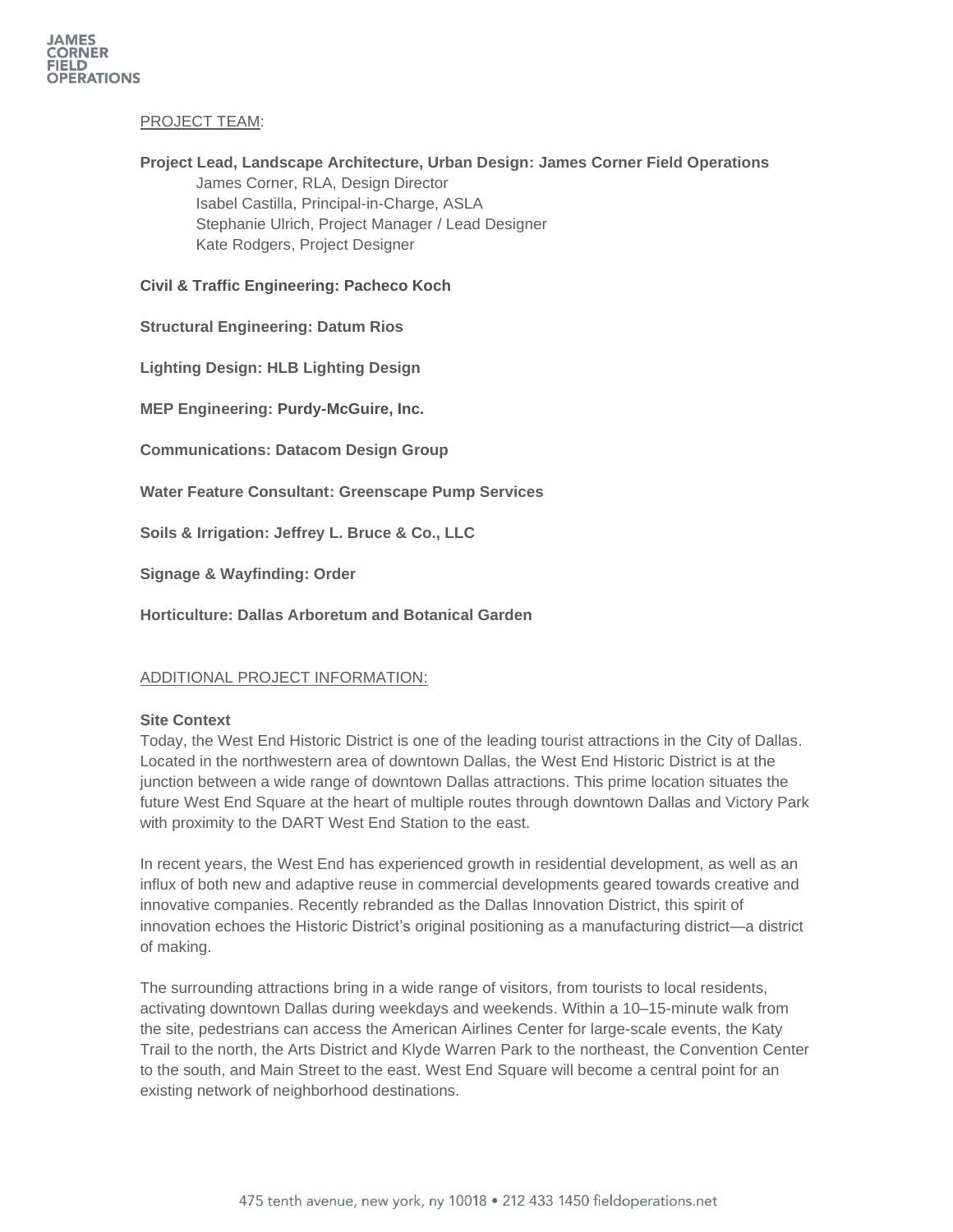PROJECT TEAM:

**Project Lead, Landscape Architecture, Urban Design: James Corner Field Operations**

James Corner, RLA, Design Director
Isabel Castilla, Principal-in-Charge, ASLA
Stephanie Ulrich, Project Manager / Lead Designer
Kate Rodgers, Project Designer

**Civil & Traffic Engineering: Pacheco Koch**

**Structural Engineering: Datum Rios**

**Lighting Design: HLB Lighting Design**

**MEP Engineering: Purdy-McGuire, Inc.**

**Communications: Datacom Design Group**

**Water Feature Consultant: Greenscape Pump Services**

**Soils & Irrigation: Jeffrey L. Bruce & Co., LLC**

**Signage & Wayfinding: Order**

**Horticulture: Dallas Arboretum and Botanical Garden**

ADDITIONAL PROJECT INFORMATION:

**Site Context**

Today, the West End Historic District is one of the leading tourist attractions in the City of Dallas. Located in the northwestern area of downtown Dallas, the West End Historic District is at the junction between a wide range of downtown Dallas attractions. This prime location situates the future West End Square at the heart of multiple routes through downtown Dallas and Victory Park with proximity to the DART West End Station to the east.

In recent years, the West End has experienced growth in residential development, as well as an influx of both new and adaptive reuse in commercial developments geared towards creative and innovative companies. Recently rebranded as the Dallas Innovation District, this spirit of innovation echoes the Historic District's original positioning as a manufacturing district—a district of making.

The surrounding attractions bring in a wide range of visitors, from tourists to local residents, activating downtown Dallas during weekdays and weekends. Within a 10–15-minute walk from the site, pedestrians can access the American Airlines Center for large-scale events, the Katy Trail to the north, the Arts District and Klyde Warren Park to the northeast, the Convention Center to the south, and Main Street to the east. West End Square will become a central point for an existing network of neighborhood destinations.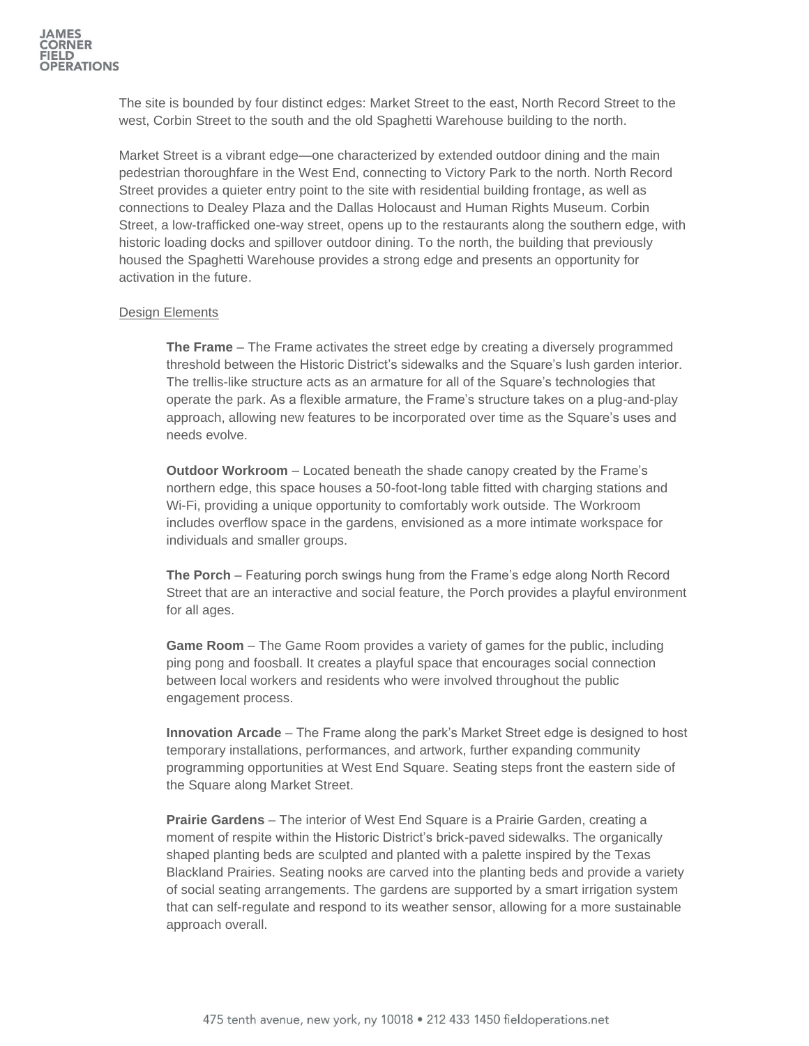The site is bounded by four distinct edges: Market Street to the east, North Record Street to the west, Corbin Street to the south and the old Spaghetti Warehouse building to the north.

Market Street is a vibrant edge—one characterized by extended outdoor dining and the main pedestrian thoroughfare in the West End, connecting to Victory Park to the north. North Record Street provides a quieter entry point to the site with residential building frontage, as well as connections to Dealey Plaza and the Dallas Holocaust and Human Rights Museum. Corbin Street, a low-trafficked one-way street, opens up to the restaurants along the southern edge, with historic loading docks and spillover outdoor dining. To the north, the building that previously housed the Spaghetti Warehouse provides a strong edge and presents an opportunity for activation in the future.

<u>Design Elements</u>

**The Frame** – The Frame activates the street edge by creating a diversely programmed threshold between the Historic District's sidewalks and the Square's lush garden interior. The trellis-like structure acts as an armature for all of the Square's technologies that operate the park. As a flexible armature, the Frame's structure takes on a plug-and-play approach, allowing new features to be incorporated over time as the Square's uses and needs evolve.

**Outdoor Workroom** – Located beneath the shade canopy created by the Frame's northern edge, this space houses a 50-foot-long table fitted with charging stations and Wi-Fi, providing a unique opportunity to comfortably work outside. The Workroom includes overflow space in the gardens, envisioned as a more intimate workspace for individuals and smaller groups.

**The Porch** – Featuring porch swings hung from the Frame's edge along North Record Street that are an interactive and social feature, the Porch provides a playful environment for all ages.

**Game Room** – The Game Room provides a variety of games for the public, including ping pong and foosball. It creates a playful space that encourages social connection between local workers and residents who were involved throughout the public engagement process.

**Innovation Arcade** – The Frame along the park's Market Street edge is designed to host temporary installations, performances, and artwork, further expanding community programming opportunities at West End Square. Seating steps front the eastern side of the Square along Market Street.

**Prairie Gardens** – The interior of West End Square is a Prairie Garden, creating a moment of respite within the Historic District's brick-paved sidewalks. The organically shaped planting beds are sculpted and planted with a palette inspired by the Texas Blackland Prairies. Seating nooks are carved into the planting beds and provide a variety of social seating arrangements. The gardens are supported by a smart irrigation system that can self-regulate and respond to its weather sensor, allowing for a more sustainable approach overall.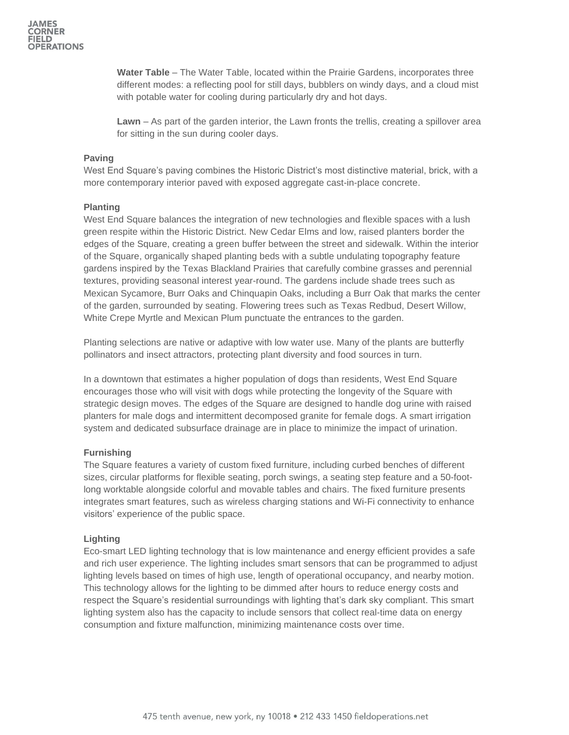**Water Table** – The Water Table, located within the Prairie Gardens, incorporates three different modes: a reflecting pool for still days, bubblers on windy days, and a cloud mist with potable water for cooling during particularly dry and hot days.

**Lawn** – As part of the garden interior, the Lawn fronts the trellis, creating a spillover area for sitting in the sun during cooler days.

**Paving**

West End Square's paving combines the Historic District's most distinctive material, brick, with a more contemporary interior paved with exposed aggregate cast-in-place concrete.

**Planting**

West End Square balances the integration of new technologies and flexible spaces with a lush green respite within the Historic District. New Cedar Elms and low, raised planters border the edges of the Square, creating a green buffer between the street and sidewalk. Within the interior of the Square, organically shaped planting beds with a subtle undulating topography feature gardens inspired by the Texas Blackland Prairies that carefully combine grasses and perennial textures, providing seasonal interest year-round. The gardens include shade trees such as Mexican Sycamore, Burr Oaks and Chinquapin Oaks, including a Burr Oak that marks the center of the garden, surrounded by seating. Flowering trees such as Texas Redbud, Desert Willow, White Crepe Myrtle and Mexican Plum punctuate the entrances to the garden.

Planting selections are native or adaptive with low water use. Many of the plants are butterfly pollinators and insect attractors, protecting plant diversity and food sources in turn.

In a downtown that estimates a higher population of dogs than residents, West End Square encourages those who will visit with dogs while protecting the longevity of the Square with strategic design moves. The edges of the Square are designed to handle dog urine with raised planters for male dogs and intermittent decomposed granite for female dogs. A smart irrigation system and dedicated subsurface drainage are in place to minimize the impact of urination.

**Furnishing**

The Square features a variety of custom fixed furniture, including curbed benches of different sizes, circular platforms for flexible seating, porch swings, a seating step feature and a 50-foot-long worktable alongside colorful and movable tables and chairs. The fixed furniture presents integrates smart features, such as wireless charging stations and Wi-Fi connectivity to enhance visitors' experience of the public space.

**Lighting**

Eco-smart LED lighting technology that is low maintenance and energy efficient provides a safe and rich user experience. The lighting includes smart sensors that can be programmed to adjust lighting levels based on times of high use, length of operational occupancy, and nearby motion. This technology allows for the lighting to be dimmed after hours to reduce energy costs and respect the Square's residential surroundings with lighting that's dark sky compliant. This smart lighting system also has the capacity to include sensors that collect real-time data on energy consumption and fixture malfunction, minimizing maintenance costs over time.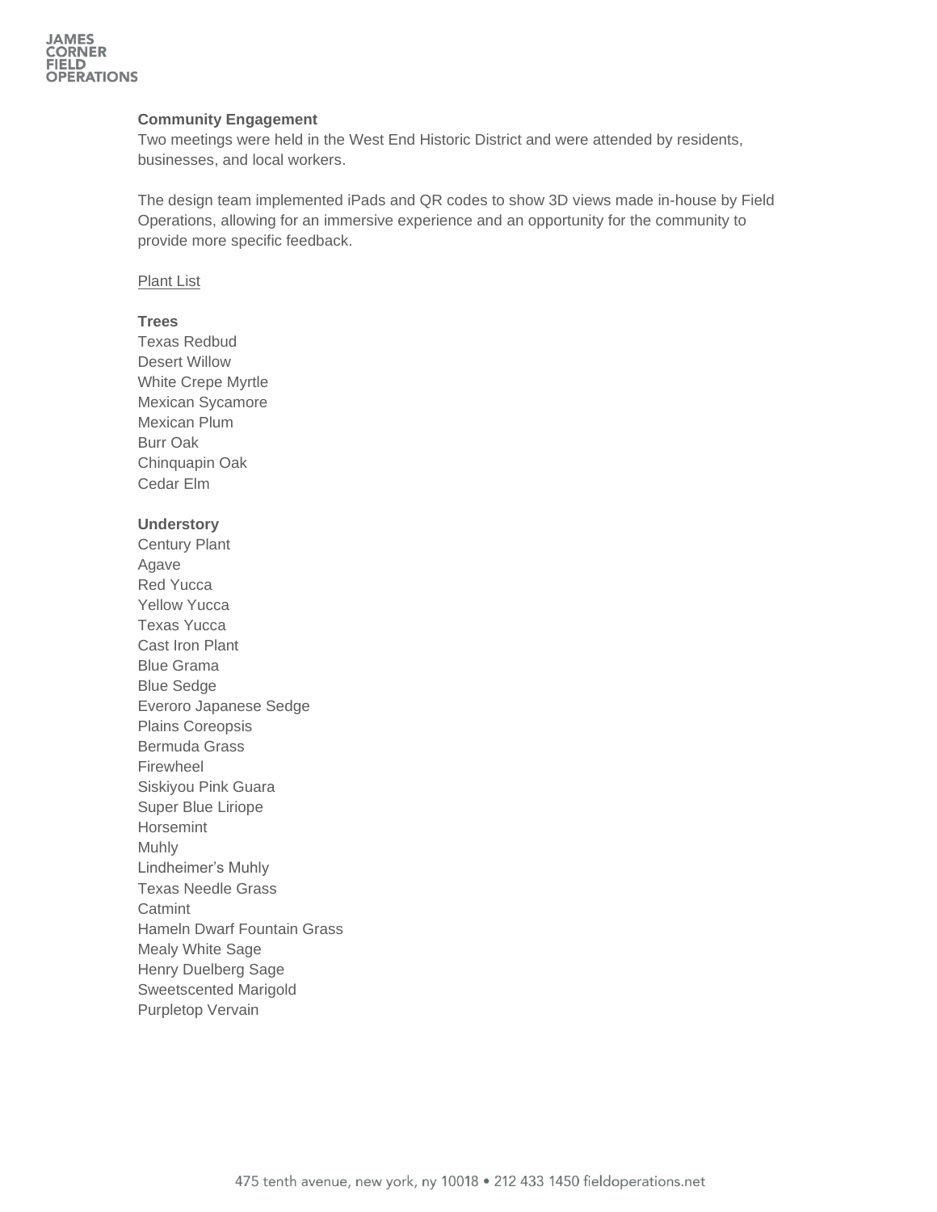**Community Engagement**
Two meetings were held in the West End Historic District and were attended by residents, businesses, and local workers.

The design team implemented iPads and QR codes to show 3D views made in-house by Field Operations, allowing for an immersive experience and an opportunity for the community to provide more specific feedback.

<u>Plant List</u>

**Trees**
Texas Redbud
Desert Willow
White Crepe Myrtle
Mexican Sycamore
Mexican Plum
Burr Oak
Chinquapin Oak
Cedar Elm

**Understory**
Century Plant
Agave
Red Yucca
Yellow Yucca
Texas Yucca
Cast Iron Plant
Blue Grama
Blue Sedge
Everoro Japanese Sedge
Plains Coreopsis
Bermuda Grass
Firewheel
Siskiyou Pink Guara
Super Blue Liriope
Horsemint
Muhly
Lindheimer's Muhly
Texas Needle Grass
Catmint
Hameln Dwarf Fountain Grass
Mealy White Sage
Henry Duelberg Sage
Sweetscented Marigold
Purpletop Vervain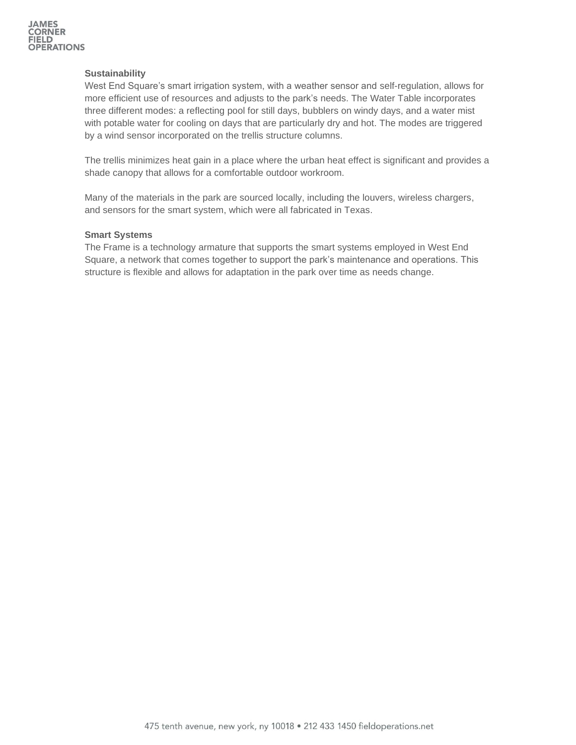**Sustainability**

West End Square's smart irrigation system, with a weather sensor and self-regulation, allows for more efficient use of resources and adjusts to the park's needs. The Water Table incorporates three different modes: a reflecting pool for still days, bubblers on windy days, and a water mist with potable water for cooling on days that are particularly dry and hot. The modes are triggered by a wind sensor incorporated on the trellis structure columns.

The trellis minimizes heat gain in a place where the urban heat effect is significant and provides a shade canopy that allows for a comfortable outdoor workroom.

Many of the materials in the park are sourced locally, including the louvers, wireless chargers, and sensors for the smart system, which were all fabricated in Texas.

**Smart Systems**

The Frame is a technology armature that supports the smart systems employed in West End Square, a network that comes together to support the park's maintenance and operations. This structure is flexible and allows for adaptation in the park over time as needs change.